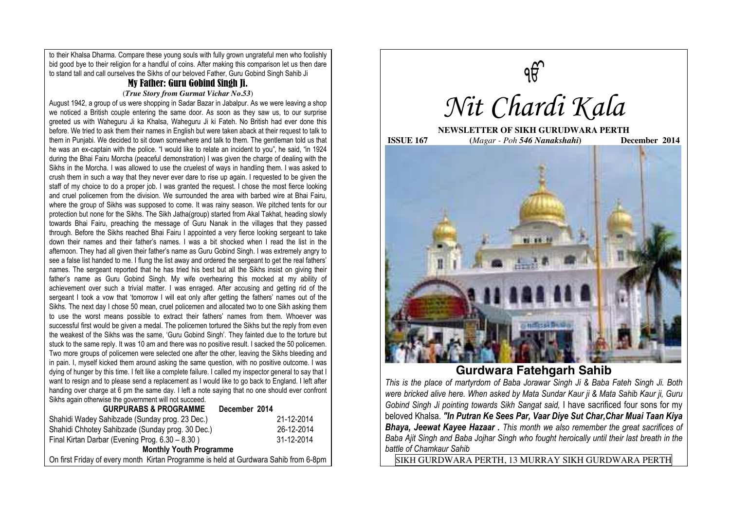to their Khalsa Dharma. Compare these young souls with fully grown ungrateful men who foolishly bid good bye to their religion for a handful of coins. After making this comparison let us then dare to stand tall and call ourselves the Sikhs of our beloved Father, Guru Gobind Singh Sahib Ji

## My Father: Guru Gobind Singh Ji.

(***True Story from Gurmat Vichar No.53***)

August 1942, a group of us were shopping in Sadar Bazar in Jabalpur. As we were leaving a shop we noticed a British couple entering the same door. As soon as they saw us, to our surprise greeted us with Waheguru Ji ka Khalsa, Waheguru Ji ki Fateh. No British had ever done this before. We tried to ask them their names in English but were taken aback at their request to talk to them in Punjabi. We decided to sit down somewhere and talk to them. The gentleman told us that he was an ex-captain with the police. "I would like to relate an incident to you", he said, "in 1924 during the Bhai Fairu Morcha (peaceful demonstration) I was given the charge of dealing with the Sikhs in the Morcha. I was allowed to use the cruelest of ways in handling them. I was asked to crush them in such a way that they never ever dare to rise up again. I requested to be given the staff of my choice to do a proper job. I was granted the request. I chose the most fierce looking and cruel policemen from the division. We surrounded the area with barbed wire at Bhai Fairu, where the group of Sikhs was supposed to come. It was rainy season. We pitched tents for our protection but none for the Sikhs. The Sikh Jatha(group) started from Akal Takhat, heading slowly towards Bhai Fairu, preaching the message of Guru Nanak in the villages that they passed through. Before the Sikhs reached Bhai Fairu I appointed a very fierce looking sergeant to take down their names and their father's names. I was a bit shocked when I read the list in the afternoon. They had all given their father's name as Guru Gobind Singh. I was extremely angry to see a false list handed to me. I flung the list away and ordered the sergeant to get the real fathers' names. The sergeant reported that he has tried his best but all the Sikhs insist on giving their father's name as Guru Gobind Singh. My wife overhearing this mocked at my ability of achievement over such a trivial matter. I was enraged. After accusing and getting rid of the sergeant I took a vow that 'tomorrow I will eat only after getting the fathers' names out of the Sikhs. The next day I chose 50 mean, cruel policemen and allocated two to one Sikh asking them to use the worst means possible to extract their fathers' names from them. Whoever was successful first would be given a medal. The policemen tortured the Sikhs but the reply from even the weakest of the Sikhs was the same, 'Guru Gobind Singh'. They fainted due to the torture but stuck to the same reply. It was 10 am and there was no positive result. I sacked the 50 policemen. Two more groups of policemen were selected one after the other, leaving the Sikhs bleeding and in pain. I, myself kicked them around asking the same question, with no positive outcome. I was dying of hunger by this time. I felt like a complete failure. I called my inspector general to say that I want to resign and to please send a replacement as I would like to go back to England. I left after handing over charge at 6 pm the same day. I left a note saying that no one should ever confront Sikhs again otherwise the government will not succeed.

| GURPURABS & PROGRAMME | December 2014 |
|---|---|
| Shahidi Wadey Sahibzade (Sunday prog. 23 Dec.) | 21-12-2014 |
| Shahidi Chhotey Sahibzade (Sunday prog. 30 Dec.) | 26-12-2014 |
| Final Kirtan Darbar (Evening Prog. 6.30 – 8.30 ) | 31-12-2014 |

**Monthly Youth Programme**

On first Friday of every month Kirtan Programme is held at Gurdwara Sahib from 6-8pm

ੴ

# *Nit Chardi Kala*

**NEWSLETTER OF SIKH GURUDWARA PERTH**

**ISSUE 167** (*Magar - Poh **546 Nanakshahi***) **December 2014**

## Gurdwara Fatehgarh Sahib

*This is the place of martyrdom of Baba Jorawar Singh Ji & Baba Fateh Singh Ji. Both were bricked alive here. When asked by Mata Sundar Kaur ji & Mata Sahib Kaur ji, Guru Gobind Singh Ji pointing towards Sikh Sangat said,* I have sacrificed four sons for my beloved Khalsa. ***"In Putran Ke Sees Par, Vaar Diye Sut Char,Char Muai Taan Kiya Bhaya, Jeewat Kayee Hazaar .*** *This month we also remember the great sacrifices of Baba Ajit Singh and Baba Jojhar Singh who fought heroically until their last breath in the battle of Chamkaur Sahib*

SIKH GURDWARA PERTH, 13 MURRAY SIKH GURDWARA PERTH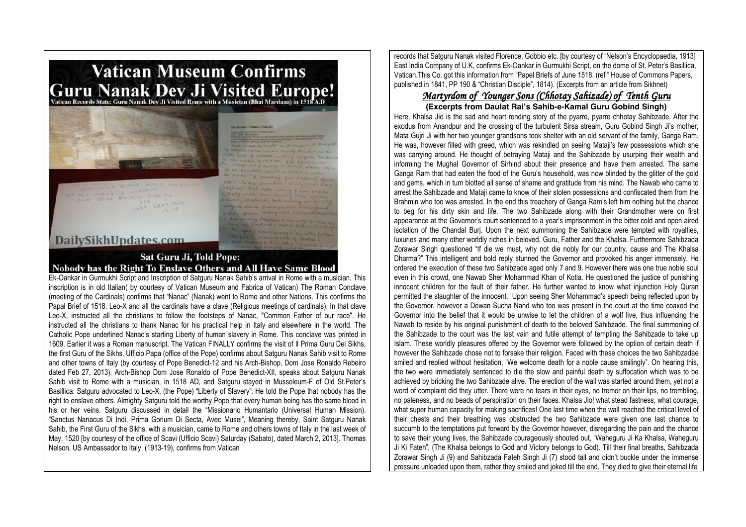# Vatican Museum Confirms Guru Nanak Dev Ji Visited Europe!

Vatican Records State: Guru Nanak Dev Ji Visited Rome with a Musician (Bhai Mardana) in 1518 A.D

DailySikhUpdates.com

## Sat Guru Ji, Told Pope: Nobody has the Right To Enslave Others and All Have Same Blood

Ek-Oankar in Gurmukhi Script and Inscription of Satguru Nanak Sahib's arrival in Rome with a musician. This inscription is in old Italian( by courtesy of Vatican Museum and Fabrica of Vatican) The Roman Conclave (meeting of the Cardinals) confirms that "Nanac" (Nanak) went to Rome and other Nations. This confirms the Papal Brief of 1518. Leo-X and all the cardinals have a clave (Religious meetings of cardinals). In that clave Leo-X, instructed all the christians to follow the footsteps of Nanac, "Common Father of our race". He instructed all the christians to thank Nanac for his practical help in Italy and elsewhere in the world. The Catholic Pope underlined Nanac's starting Liberty of human slavery in Rome. This conclave was printed in 1609. Earlier it was a Roman manuscript. The Vatican FINALLY confirms the visit of Il Prima Guru Dei Sikhs, the first Guru of the Sikhs. Ufficio Papa (office of the Pope) confirms about Satguru Nanak Sahib visit to Rome and other towns of Italy (by courtesy of Pope Benedict-12 and his Arch-Bishop, Dom Jose Ronaldo Rebeiro dated Feb 27, 2013). Arch-Bishop Dom Jose Ronaldo of Pope Benedict-XII, speaks about Satguru Nanak Sahib visit to Rome with a musician, in 1518 AD, and Satguru stayed in Mussoleum-F of Old St.Peter's Basillica. Satguru advocated to Leo-X, (the Pope) "Liberty of Slavery". He told the Pope that nobody has the right to enslave others. Almighty Satguru told the worthy Pope that every human being has the same blood in his or her veins. Satguru discussed in detail the "Missionario Humantario (Universal Human Mission). "Sanctus Nanacus Di Indi, Prima Gorium Di Secta, Avec Musei", Meaning thereby, Saint Satguru Nanak Sahib, the First Guru of the Sikhs, with a musician, came to Rome and others towns of Italy in the last week of May, 1520 [by courtesy of the office of Scavi (Ufficio Scavi) Saturday (Sabato), dated March 2, 2013]. Thomas Nelson, US Ambassador to Italy, (1913-19), confirms from Vatican records that Satguru Nanak visited Florence, Gobbio etc. [by courtesy of "Nelson's Encyclopaedia, 1913] East India Company of U.K, confirms Ek-Oankar in Gurmukhi Script, on the dome of St. Peter's Basillica, Vatican.This Co. got this information from "Papel Briefs of June 1518. (ref " House of Commons Papers, published in 1841, PP 190 & "Christian Disciple", 1814). (Excerpts from an article from Sikhnet)

## *Martyrdom of Younger Sons (Chhotay Sahizade) of Tenth Guru*

**(Excerpts from Daulat Rai's Sahib-e-Kamal Guru Gobind Singh)**

Here, Khalsa Jio is the sad and heart rending story of the pyarre, pyarre chhotay Sahibzade. After the exodus from Anandpur and the crossing of the turbulent Sirsa stream, Guru Gobind Singh Ji's mother, Mata Gujri Ji with her two younger grandsons took shelter with an old servant of the family, Ganga Ram. He was, however filled with greed, which was rekindled on seeing Mataji's few possessions which she was carrying around. He thought of betraying Mataji and the Sahibzade by usurping their wealth and informing the Mughal Governor of Sirhind about their presence and have them arrested. The same Ganga Ram that had eaten the food of the Guru's household, was now blinded by the glitter of the gold and gems, which in turn blotted all sense of shame and gratitude from his mind. The Nawab who came to arrest the Sahibzade and Mataji came to know of their stolen possessions and confiscated them from the Brahmin who too was arrested. In the end this treachery of Ganga Ram's left him nothing but the chance to beg for his dirty skin and life. The two Sahibzade along with their Grandmother were on first appearance at the Governor's court sentenced to a year's imprisonment in the bitter cold and open aired isolation of the Chandal Burj. Upon the next summoning the Sahibzade were tempted with royalties, luxuries and many other worldly riches in beloved, Guru, Father and the Khalsa. Furthermore Sahibzada Zorawar Singh questioned "If die we must, why not die nobly for our country, cause and The Khalsa Dharma?" This intelligent and bold reply stunned the Governor and provoked his anger immensely. He ordered the execution of these two Sahibzade aged only 7 and 9. However there was one true noble soul even in this crowd, one Nawab Sher Mohammad Khan of Kotla. He questioned the justice of punishing innocent children for the fault of their father. He further wanted to know what injunction Holy Quran permitted the slaughter of the innocent. Upon seeing Sher Mohammad's speech being reflected upon by the Governor, however a Dewan Sucha Nand who too was present in the court at the time coaxed the Governor into the belief that it would be unwise to let the children of a wolf live, thus influencing the Nawab to reside by his original punishment of death to the beloved Sahibzade. The final summoning of the Sahibzade to the court was the last vain and futile attempt of tempting the Sahibzade to take up Islam. These worldly pleasures offered by the Governor were followed by the option of certain death if however the Sahibzade chose not to forsake their religion. Faced with these choices the two Sahibzadae smiled and replied without hesitation, "We welcome death for a noble cause smilingly". On hearing this, the two were immediately sentenced to die the slow and painful death by suffocation which was to be achieved by bricking the two Sahibzade alive. The erection of the wall was started around them, yet not a word of complaint did they utter. There were no tears in their eyes, no tremor on their lips, no trembling, no paleness, and no beads of perspiration on their faces. Khalsa Jio! what stead fastness, what courage, what super human capacity for making sacrifices! One last time when the wall reached the critical level of their chests and their breathing was obstructed the two Sahibzade were given one last chance to succumb to the temptations put forward by the Governor however, disregarding the pain and the chance to save their young lives, the Sahibzade courageously shouted out, "Waheguru Ji Ka Khalsa, Waheguru Ji Ki Fateh", (The Khalsa belongs to God and Victory belongs to God). Till their final breaths, Sahibzada Zorawar Singh Ji (9) and Sahibzada Fateh Singh Ji (7) stood tall and didn't buckle under the immense pressure unloaded upon them, rather they smiled and joked till the end. They died to give their eternal life